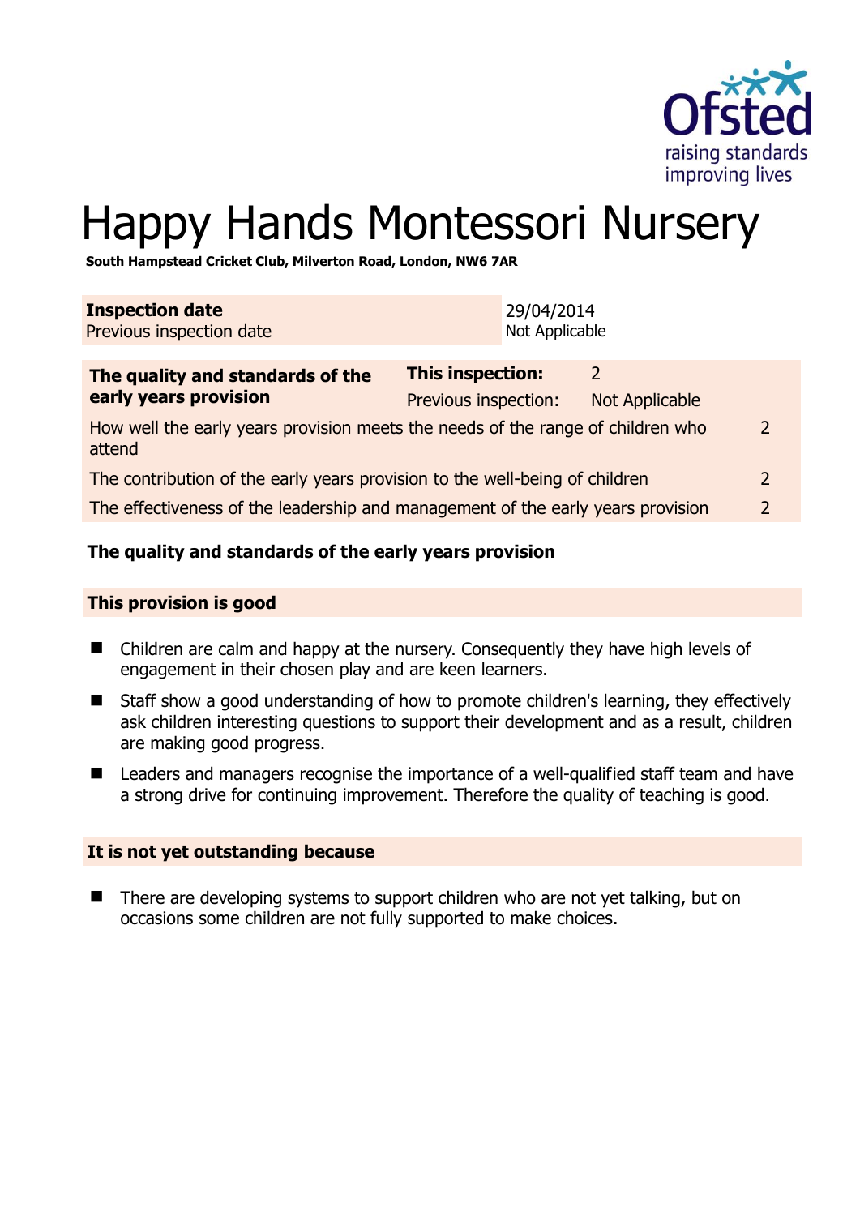# Happy Hands Montessori Nursery

**South Hampstead Cricket Club, Milverton Road, London, NW6 7AR**

| | |
|---|---|
| **Inspection date** | 29/04/2014 |
| Previous inspection date | Not Applicable |

| **The quality and standards of the early years provision** | **This inspection:** | 2 | |
|---|---|---|---|
| | Previous inspection: | Not Applicable | |
| How well the early years provision meets the needs of the range of children who attend | | | 2 |
| The contribution of the early years provision to the well-being of children | | | 2 |
| The effectiveness of the leadership and management of the early years provision | | | 2 |

### The quality and standards of the early years provision

#### This provision is good

- Children are calm and happy at the nursery. Consequently they have high levels of engagement in their chosen play and are keen learners.
- Staff show a good understanding of how to promote children's learning, they effectively ask children interesting questions to support their development and as a result, children are making good progress.
- Leaders and managers recognise the importance of a well-qualified staff team and have a strong drive for continuing improvement. Therefore the quality of teaching is good.

#### It is not yet outstanding because

- There are developing systems to support children who are not yet talking, but on occasions some children are not fully supported to make choices.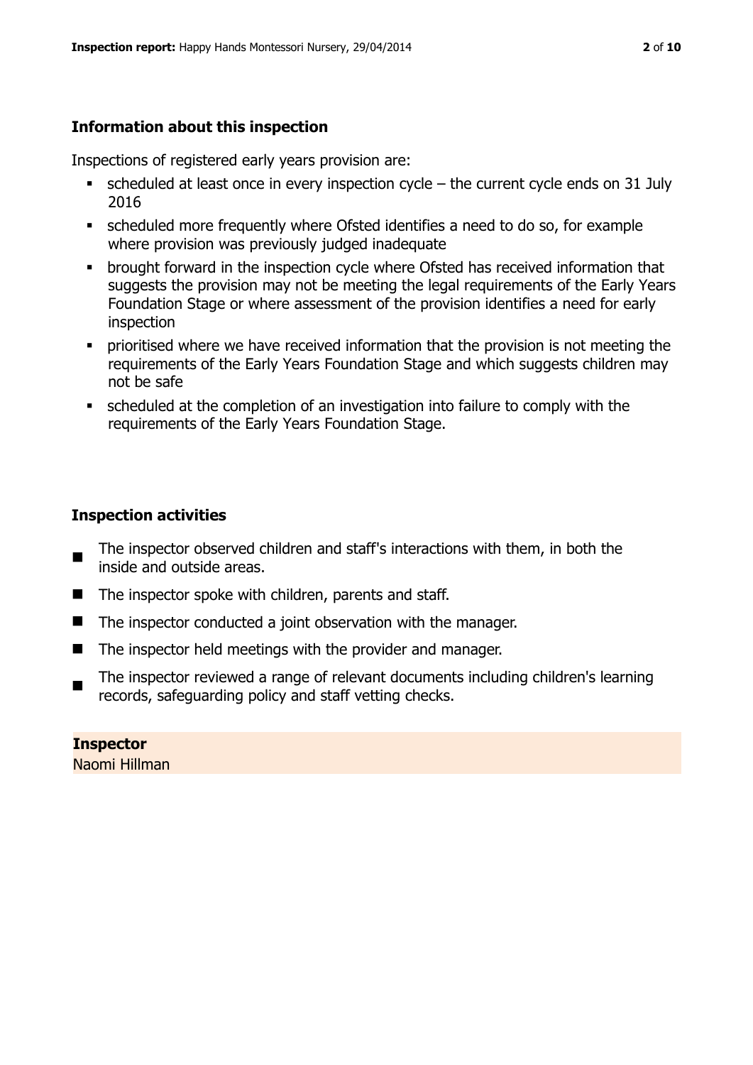## Information about this inspection

Inspections of registered early years provision are:

- scheduled at least once in every inspection cycle – the current cycle ends on 31 July 2016
- scheduled more frequently where Ofsted identifies a need to do so, for example where provision was previously judged inadequate
- brought forward in the inspection cycle where Ofsted has received information that suggests the provision may not be meeting the legal requirements of the Early Years Foundation Stage or where assessment of the provision identifies a need for early inspection
- prioritised where we have received information that the provision is not meeting the requirements of the Early Years Foundation Stage and which suggests children may not be safe
- scheduled at the completion of an investigation into failure to comply with the requirements of the Early Years Foundation Stage.

## Inspection activities

- The inspector observed children and staff's interactions with them, in both the inside and outside areas.
- The inspector spoke with children, parents and staff.
- The inspector conducted a joint observation with the manager.
- The inspector held meetings with the provider and manager.
- The inspector reviewed a range of relevant documents including children's learning records, safeguarding policy and staff vetting checks.

**Inspector**
Naomi Hillman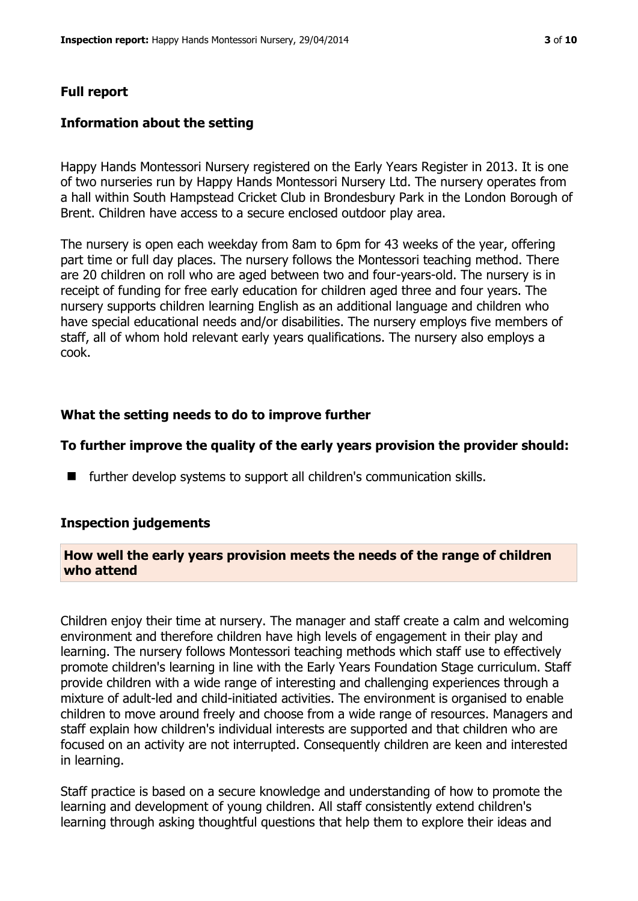## Full report

### Information about the setting

Happy Hands Montessori Nursery registered on the Early Years Register in 2013. It is one of two nurseries run by Happy Hands Montessori Nursery Ltd. The nursery operates from a hall within South Hampstead Cricket Club in Brondesbury Park in the London Borough of Brent. Children have access to a secure enclosed outdoor play area.

The nursery is open each weekday from 8am to 6pm for 43 weeks of the year, offering part time or full day places. The nursery follows the Montessori teaching method. There are 20 children on roll who are aged between two and four-years-old. The nursery is in receipt of funding for free early education for children aged three and four years. The nursery supports children learning English as an additional language and children who have special educational needs and/or disabilities. The nursery employs five members of staff, all of whom hold relevant early years qualifications. The nursery also employs a cook.

### What the setting needs to do to improve further

### To further improve the quality of the early years provision the provider should:

- further develop systems to support all children's communication skills.

### Inspection judgements

#### How well the early years provision meets the needs of the range of children who attend

Children enjoy their time at nursery. The manager and staff create a calm and welcoming environment and therefore children have high levels of engagement in their play and learning. The nursery follows Montessori teaching methods which staff use to effectively promote children's learning in line with the Early Years Foundation Stage curriculum. Staff provide children with a wide range of interesting and challenging experiences through a mixture of adult-led and child-initiated activities. The environment is organised to enable children to move around freely and choose from a wide range of resources. Managers and staff explain how children's individual interests are supported and that children who are focused on an activity are not interrupted. Consequently children are keen and interested in learning.

Staff practice is based on a secure knowledge and understanding of how to promote the learning and development of young children. All staff consistently extend children's learning through asking thoughtful questions that help them to explore their ideas and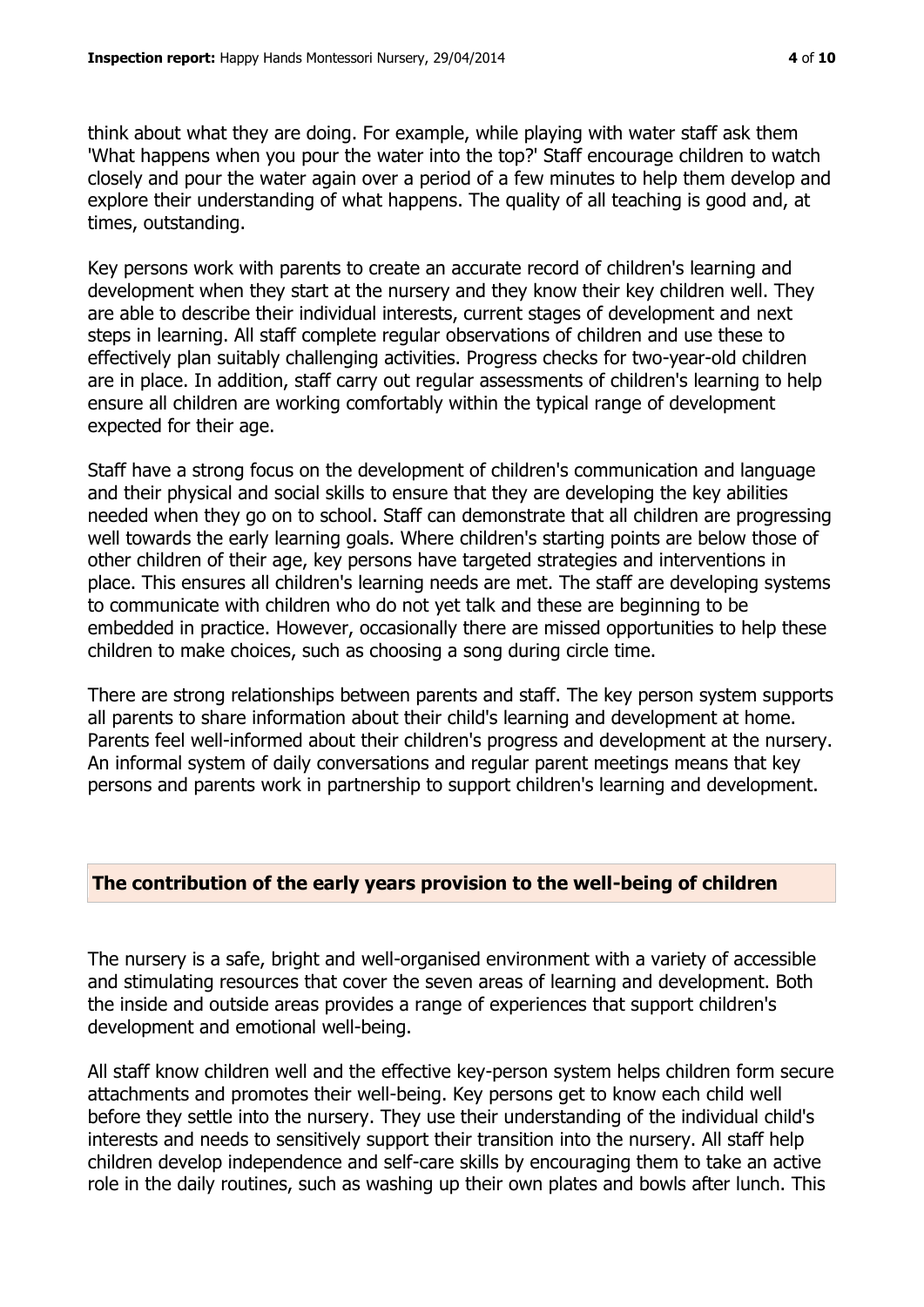think about what they are doing. For example, while playing with water staff ask them 'What happens when you pour the water into the top?' Staff encourage children to watch closely and pour the water again over a period of a few minutes to help them develop and explore their understanding of what happens. The quality of all teaching is good and, at times, outstanding.

Key persons work with parents to create an accurate record of children's learning and development when they start at the nursery and they know their key children well. They are able to describe their individual interests, current stages of development and next steps in learning. All staff complete regular observations of children and use these to effectively plan suitably challenging activities. Progress checks for two-year-old children are in place. In addition, staff carry out regular assessments of children's learning to help ensure all children are working comfortably within the typical range of development expected for their age.

Staff have a strong focus on the development of children's communication and language and their physical and social skills to ensure that they are developing the key abilities needed when they go on to school. Staff can demonstrate that all children are progressing well towards the early learning goals. Where children's starting points are below those of other children of their age, key persons have targeted strategies and interventions in place. This ensures all children's learning needs are met. The staff are developing systems to communicate with children who do not yet talk and these are beginning to be embedded in practice. However, occasionally there are missed opportunities to help these children to make choices, such as choosing a song during circle time.

There are strong relationships between parents and staff. The key person system supports all parents to share information about their child's learning and development at home. Parents feel well-informed about their children's progress and development at the nursery. An informal system of daily conversations and regular parent meetings means that key persons and parents work in partnership to support children's learning and development.

## The contribution of the early years provision to the well-being of children

The nursery is a safe, bright and well-organised environment with a variety of accessible and stimulating resources that cover the seven areas of learning and development. Both the inside and outside areas provides a range of experiences that support children's development and emotional well-being.

All staff know children well and the effective key-person system helps children form secure attachments and promotes their well-being. Key persons get to know each child well before they settle into the nursery. They use their understanding of the individual child's interests and needs to sensitively support their transition into the nursery. All staff help children develop independence and self-care skills by encouraging them to take an active role in the daily routines, such as washing up their own plates and bowls after lunch. This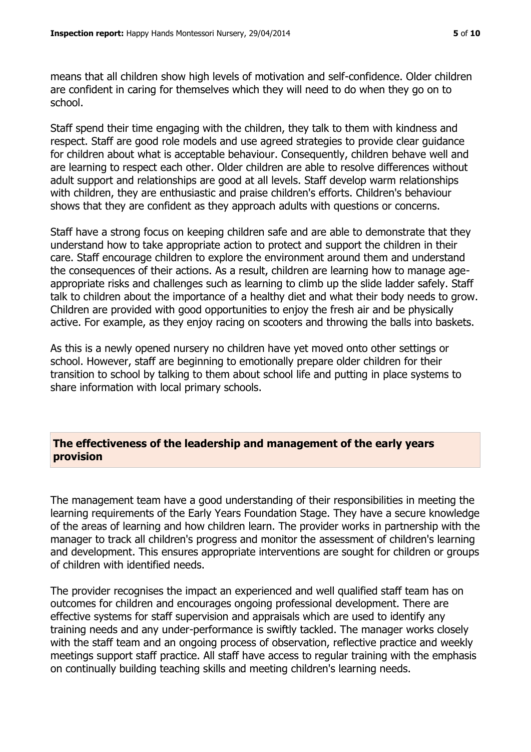means that all children show high levels of motivation and self-confidence. Older children are confident in caring for themselves which they will need to do when they go on to school.

Staff spend their time engaging with the children, they talk to them with kindness and respect. Staff are good role models and use agreed strategies to provide clear guidance for children about what is acceptable behaviour. Consequently, children behave well and are learning to respect each other. Older children are able to resolve differences without adult support and relationships are good at all levels. Staff develop warm relationships with children, they are enthusiastic and praise children's efforts. Children's behaviour shows that they are confident as they approach adults with questions or concerns.

Staff have a strong focus on keeping children safe and are able to demonstrate that they understand how to take appropriate action to protect and support the children in their care. Staff encourage children to explore the environment around them and understand the consequences of their actions. As a result, children are learning how to manage age-appropriate risks and challenges such as learning to climb up the slide ladder safely. Staff talk to children about the importance of a healthy diet and what their body needs to grow. Children are provided with good opportunities to enjoy the fresh air and be physically active. For example, as they enjoy racing on scooters and throwing the balls into baskets.

As this is a newly opened nursery no children have yet moved onto other settings or school. However, staff are beginning to emotionally prepare older children for their transition to school by talking to them about school life and putting in place systems to share information with local primary schools.

## The effectiveness of the leadership and management of the early years provision

The management team have a good understanding of their responsibilities in meeting the learning requirements of the Early Years Foundation Stage. They have a secure knowledge of the areas of learning and how children learn. The provider works in partnership with the manager to track all children's progress and monitor the assessment of children's learning and development. This ensures appropriate interventions are sought for children or groups of children with identified needs.

The provider recognises the impact an experienced and well qualified staff team has on outcomes for children and encourages ongoing professional development. There are effective systems for staff supervision and appraisals which are used to identify any training needs and any under-performance is swiftly tackled. The manager works closely with the staff team and an ongoing process of observation, reflective practice and weekly meetings support staff practice. All staff have access to regular training with the emphasis on continually building teaching skills and meeting children's learning needs.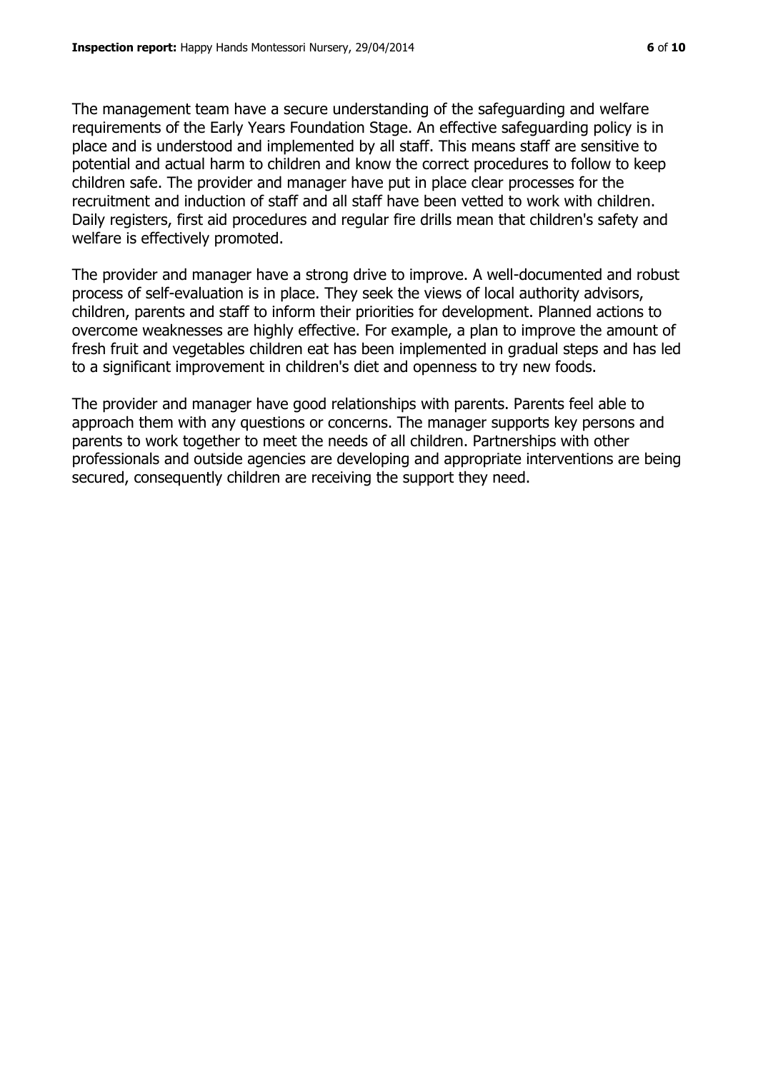The management team have a secure understanding of the safeguarding and welfare requirements of the Early Years Foundation Stage. An effective safeguarding policy is in place and is understood and implemented by all staff. This means staff are sensitive to potential and actual harm to children and know the correct procedures to follow to keep children safe. The provider and manager have put in place clear processes for the recruitment and induction of staff and all staff have been vetted to work with children. Daily registers, first aid procedures and regular fire drills mean that children's safety and welfare is effectively promoted.

The provider and manager have a strong drive to improve. A well-documented and robust process of self-evaluation is in place. They seek the views of local authority advisors, children, parents and staff to inform their priorities for development. Planned actions to overcome weaknesses are highly effective. For example, a plan to improve the amount of fresh fruit and vegetables children eat has been implemented in gradual steps and has led to a significant improvement in children's diet and openness to try new foods.

The provider and manager have good relationships with parents. Parents feel able to approach them with any questions or concerns. The manager supports key persons and parents to work together to meet the needs of all children. Partnerships with other professionals and outside agencies are developing and appropriate interventions are being secured, consequently children are receiving the support they need.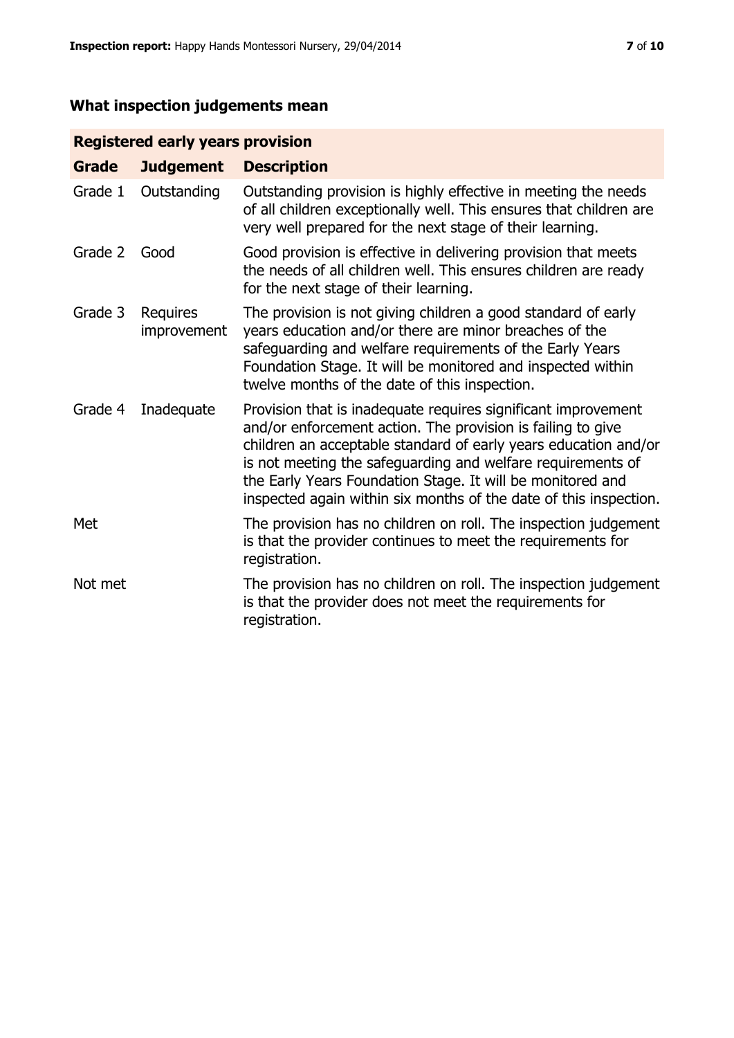## What inspection judgements mean

| Registered early years provision | | |
|---|---|---|
| **Grade** | **Judgement** | **Description** |
| Grade 1 | Outstanding | Outstanding provision is highly effective in meeting the needs of all children exceptionally well. This ensures that children are very well prepared for the next stage of their learning. |
| Grade 2 | Good | Good provision is effective in delivering provision that meets the needs of all children well. This ensures children are ready for the next stage of their learning. |
| Grade 3 | Requires improvement | The provision is not giving children a good standard of early years education and/or there are minor breaches of the safeguarding and welfare requirements of the Early Years Foundation Stage. It will be monitored and inspected within twelve months of the date of this inspection. |
| Grade 4 | Inadequate | Provision that is inadequate requires significant improvement and/or enforcement action. The provision is failing to give children an acceptable standard of early years education and/or is not meeting the safeguarding and welfare requirements of the Early Years Foundation Stage. It will be monitored and inspected again within six months of the date of this inspection. |
| Met | | The provision has no children on roll. The inspection judgement is that the provider continues to meet the requirements for registration. |
| Not met | | The provision has no children on roll. The inspection judgement is that the provider does not meet the requirements for registration. |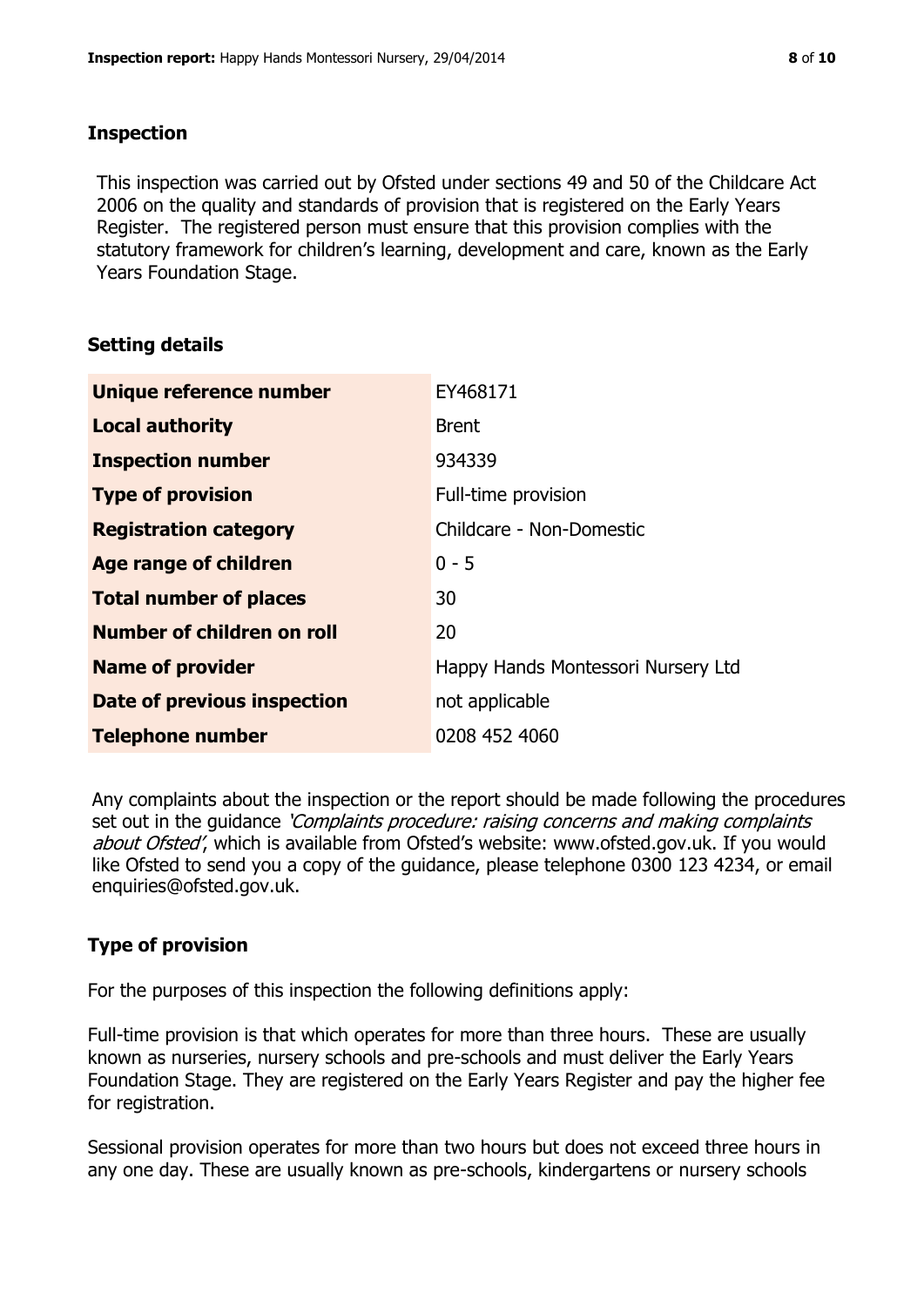## Inspection

This inspection was carried out by Ofsted under sections 49 and 50 of the Childcare Act 2006 on the quality and standards of provision that is registered on the Early Years Register. The registered person must ensure that this provision complies with the statutory framework for children's learning, development and care, known as the Early Years Foundation Stage.

## Setting details

| | |
|---|---|
| **Unique reference number** | EY468171 |
| **Local authority** | Brent |
| **Inspection number** | 934339 |
| **Type of provision** | Full-time provision |
| **Registration category** | Childcare - Non-Domestic |
| **Age range of children** | 0 - 5 |
| **Total number of places** | 30 |
| **Number of children on roll** | 20 |
| **Name of provider** | Happy Hands Montessori Nursery Ltd |
| **Date of previous inspection** | not applicable |
| **Telephone number** | 0208 452 4060 |

Any complaints about the inspection or the report should be made following the procedures set out in the guidance *'Complaints procedure: raising concerns and making complaints about Ofsted'*, which is available from Ofsted's website: www.ofsted.gov.uk. If you would like Ofsted to send you a copy of the guidance, please telephone 0300 123 4234, or email enquiries@ofsted.gov.uk.

## Type of provision

For the purposes of this inspection the following definitions apply:

Full-time provision is that which operates for more than three hours. These are usually known as nurseries, nursery schools and pre-schools and must deliver the Early Years Foundation Stage. They are registered on the Early Years Register and pay the higher fee for registration.

Sessional provision operates for more than two hours but does not exceed three hours in any one day. These are usually known as pre-schools, kindergartens or nursery schools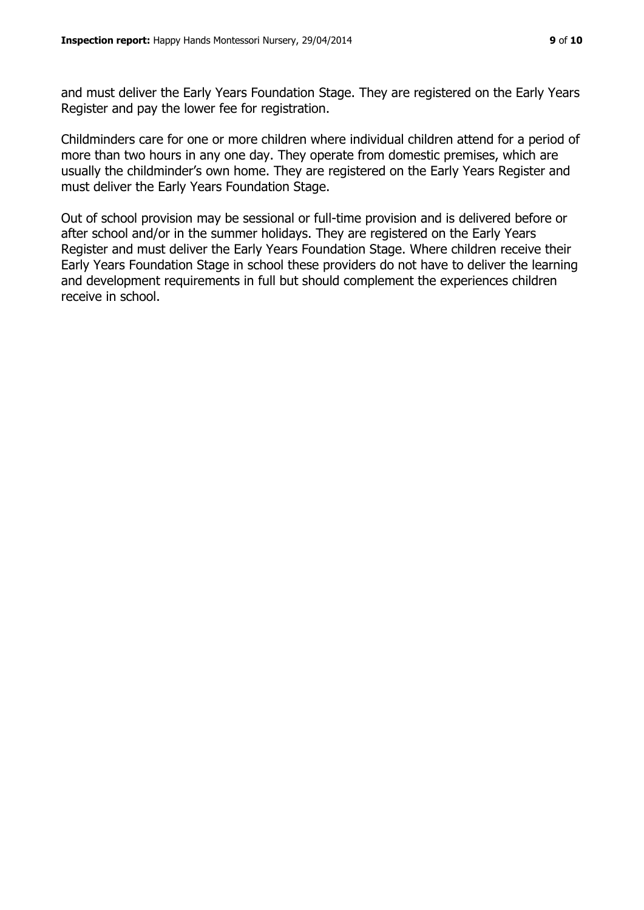and must deliver the Early Years Foundation Stage. They are registered on the Early Years Register and pay the lower fee for registration.

Childminders care for one or more children where individual children attend for a period of more than two hours in any one day. They operate from domestic premises, which are usually the childminder's own home. They are registered on the Early Years Register and must deliver the Early Years Foundation Stage.

Out of school provision may be sessional or full-time provision and is delivered before or after school and/or in the summer holidays. They are registered on the Early Years Register and must deliver the Early Years Foundation Stage. Where children receive their Early Years Foundation Stage in school these providers do not have to deliver the learning and development requirements in full but should complement the experiences children receive in school.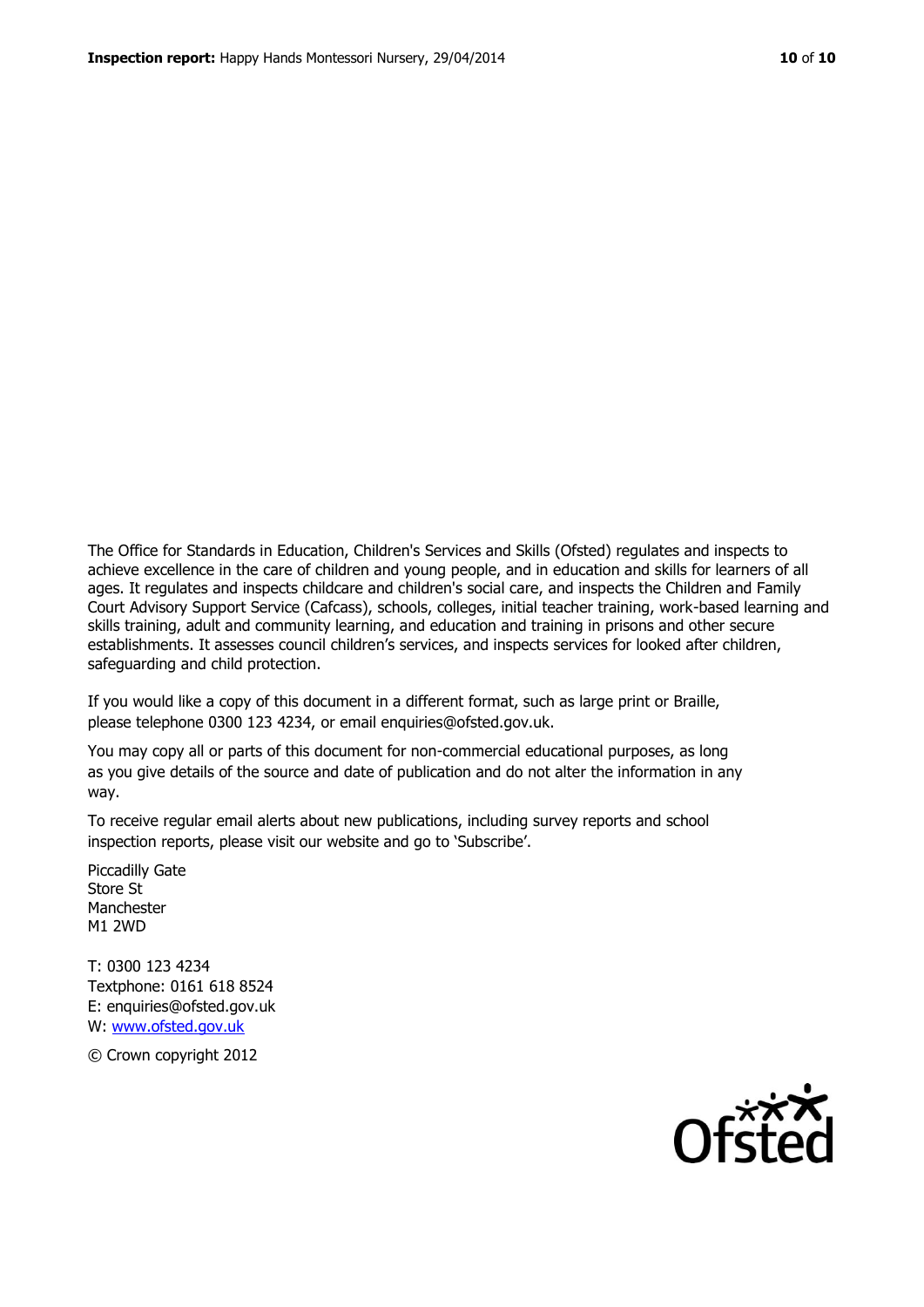The Office for Standards in Education, Children's Services and Skills (Ofsted) regulates and inspects to achieve excellence in the care of children and young people, and in education and skills for learners of all ages. It regulates and inspects childcare and children's social care, and inspects the Children and Family Court Advisory Support Service (Cafcass), schools, colleges, initial teacher training, work-based learning and skills training, adult and community learning, and education and training in prisons and other secure establishments. It assesses council children's services, and inspects services for looked after children, safeguarding and child protection.

If you would like a copy of this document in a different format, such as large print or Braille, please telephone 0300 123 4234, or email enquiries@ofsted.gov.uk.

You may copy all or parts of this document for non-commercial educational purposes, as long as you give details of the source and date of publication and do not alter the information in any way.

To receive regular email alerts about new publications, including survey reports and school inspection reports, please visit our website and go to 'Subscribe'.

Piccadilly Gate
Store St
Manchester
M1 2WD

T: 0300 123 4234
Textphone: 0161 618 8524
E: enquiries@ofsted.gov.uk
W: www.ofsted.gov.uk

© Crown copyright 2012